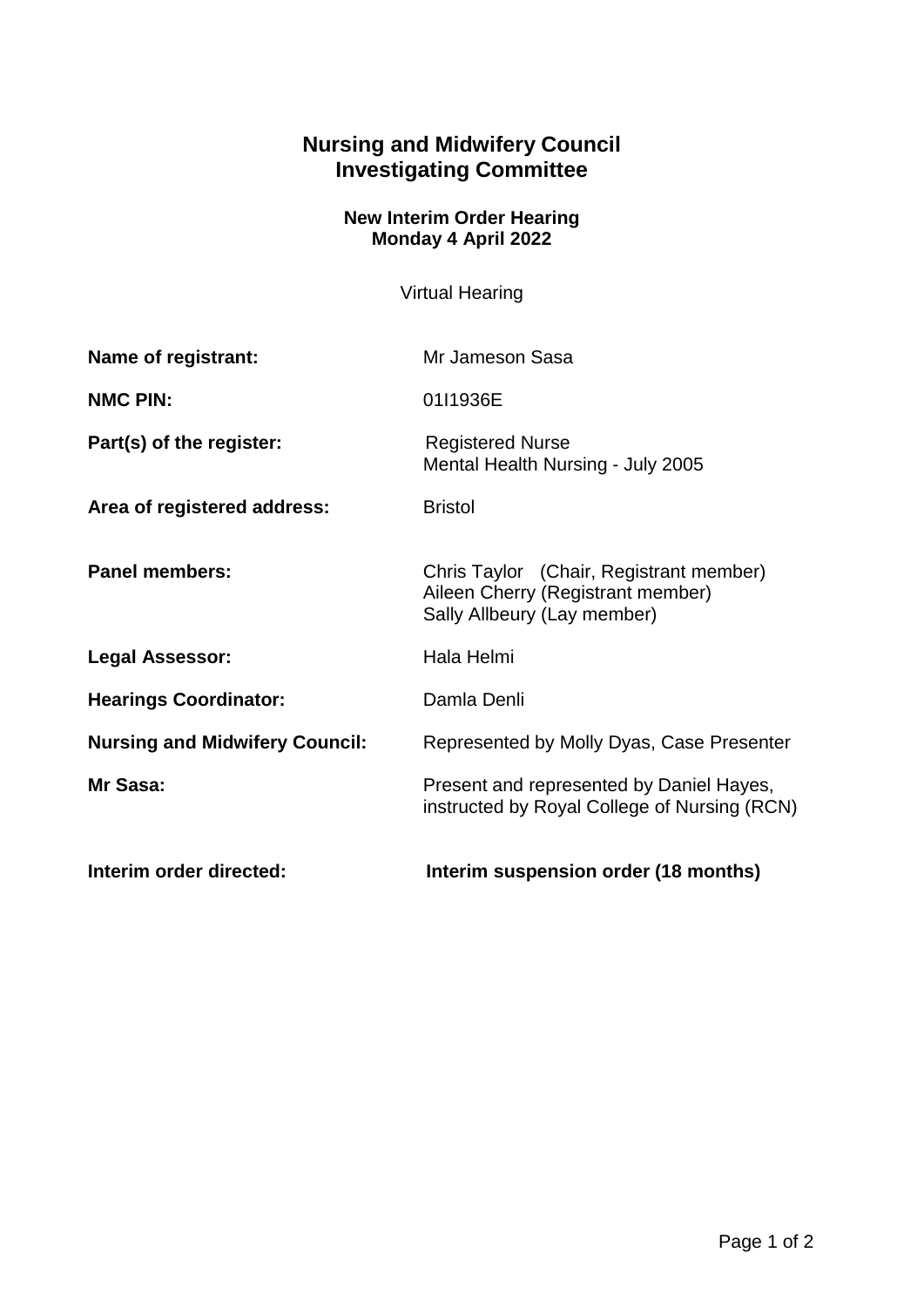# Nursing and Midwifery Council
# Investigating Committee

**New Interim Order Hearing**
**Monday 4 April 2022**

Virtual Hearing

| | |
|---|---|
| **Name of registrant:** | Mr Jameson Sasa |
| **NMC PIN:** | 01I1936E |
| **Part(s) of the register:** | Registered Nurse<br>Mental Health Nursing - July 2005 |
| **Area of registered address:** | Bristol |
| **Panel members:** | Chris Taylor (Chair, Registrant member)<br>Aileen Cherry (Registrant member)<br>Sally Allbeury (Lay member) |
| **Legal Assessor:** | Hala Helmi |
| **Hearings Coordinator:** | Damla Denli |
| **Nursing and Midwifery Council:** | Represented by Molly Dyas, Case Presenter |
| **Mr Sasa:** | Present and represented by Daniel Hayes, instructed by Royal College of Nursing (RCN) |
| **Interim order directed:** | **Interim suspension order (18 months)** |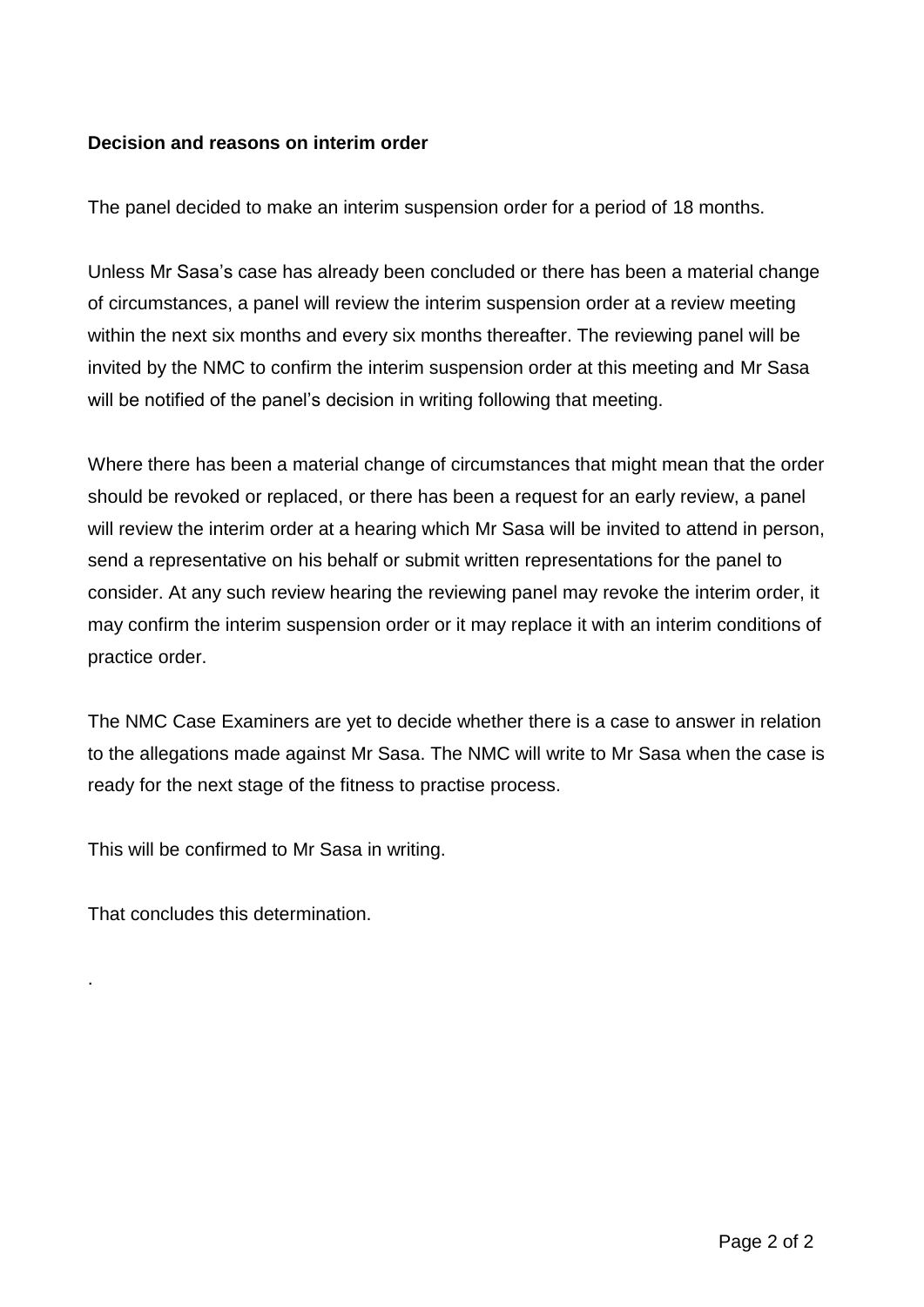**Decision and reasons on interim order**

The panel decided to make an interim suspension order for a period of 18 months.

Unless Mr Sasa's case has already been concluded or there has been a material change of circumstances, a panel will review the interim suspension order at a review meeting within the next six months and every six months thereafter. The reviewing panel will be invited by the NMC to confirm the interim suspension order at this meeting and Mr Sasa will be notified of the panel's decision in writing following that meeting.

Where there has been a material change of circumstances that might mean that the order should be revoked or replaced, or there has been a request for an early review, a panel will review the interim order at a hearing which Mr Sasa will be invited to attend in person, send a representative on his behalf or submit written representations for the panel to consider. At any such review hearing the reviewing panel may revoke the interim order, it may confirm the interim suspension order or it may replace it with an interim conditions of practice order.

The NMC Case Examiners are yet to decide whether there is a case to answer in relation to the allegations made against Mr Sasa. The NMC will write to Mr Sasa when the case is ready for the next stage of the fitness to practise process.

This will be confirmed to Mr Sasa in writing.

That concludes this determination.

.